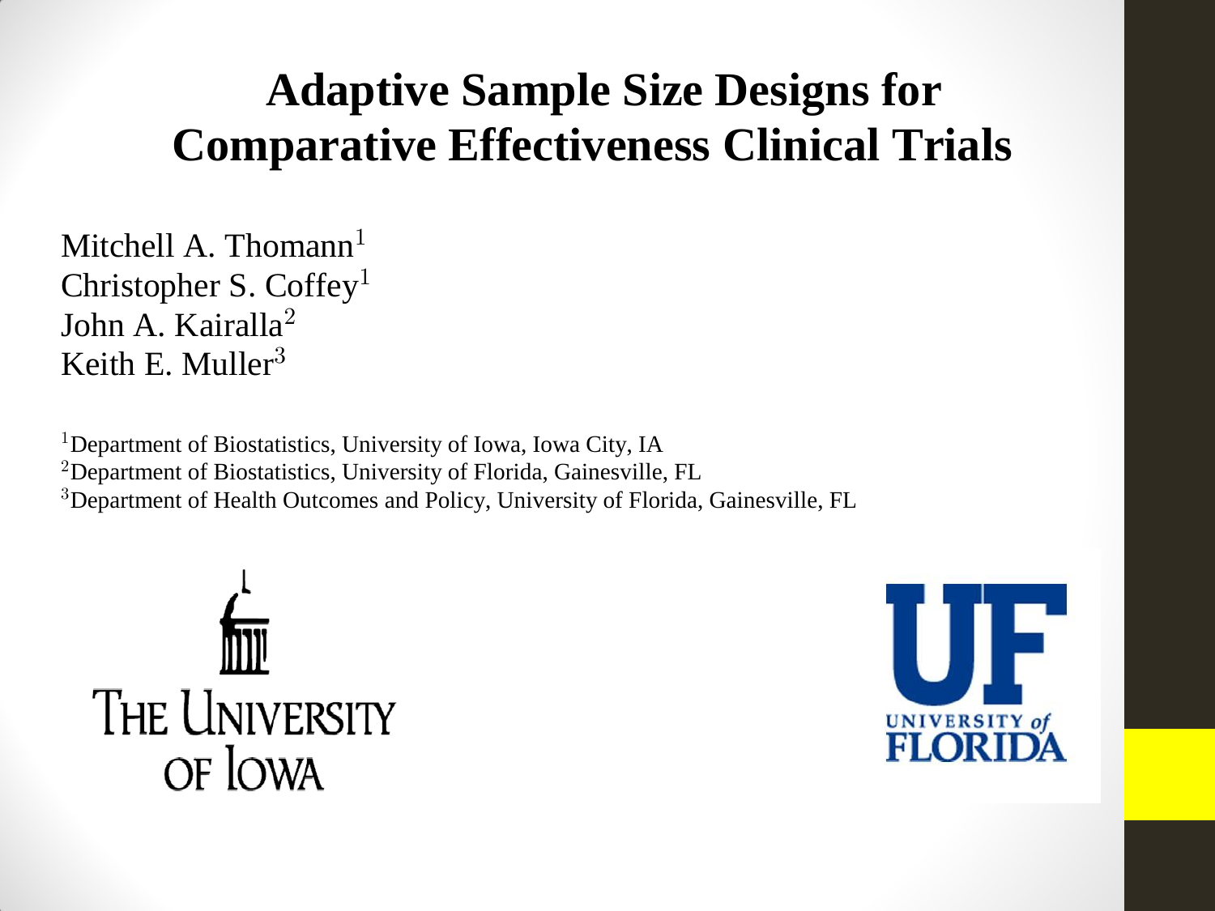# Adaptive Sample Size Designs for Comparative Effectiveness Clinical Trials

Mitchell A. Thomann[1]
Christopher S. Coffey[1]
John A. Kairalla[2]
Keith E. Muller[3]

[1]Department of Biostatistics, University of Iowa, Iowa City, IA
[2]Department of Biostatistics, University of Florida, Gainesville, FL
[3]Department of Health Outcomes and Policy, University of Florida, Gainesville, FL

THE UNIVERSITY OF IOWA

UF UNIVERSITY of FLORIDA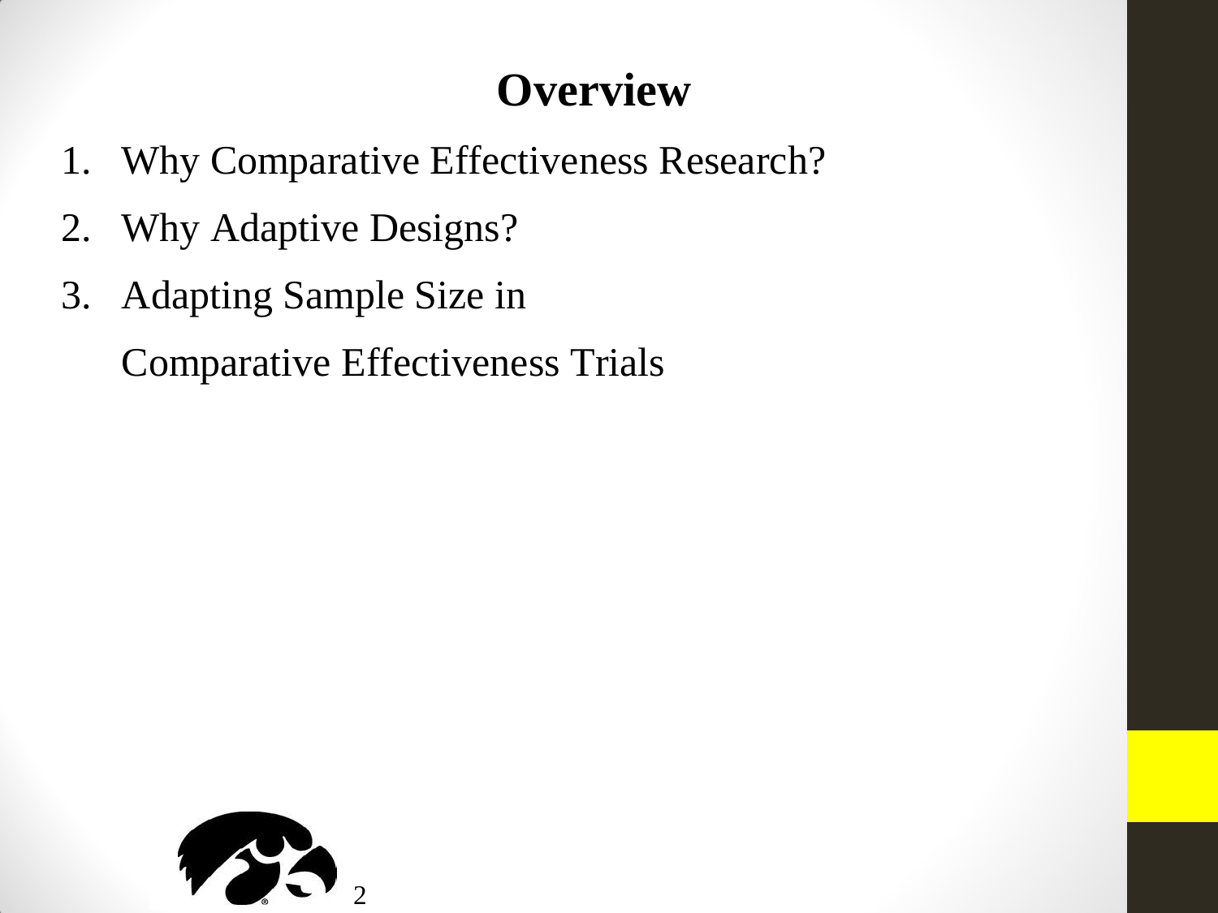# Overview

1. Why Comparative Effectiveness Research?
2. Why Adaptive Designs?
3. Adapting Sample Size in
   Comparative Effectiveness Trials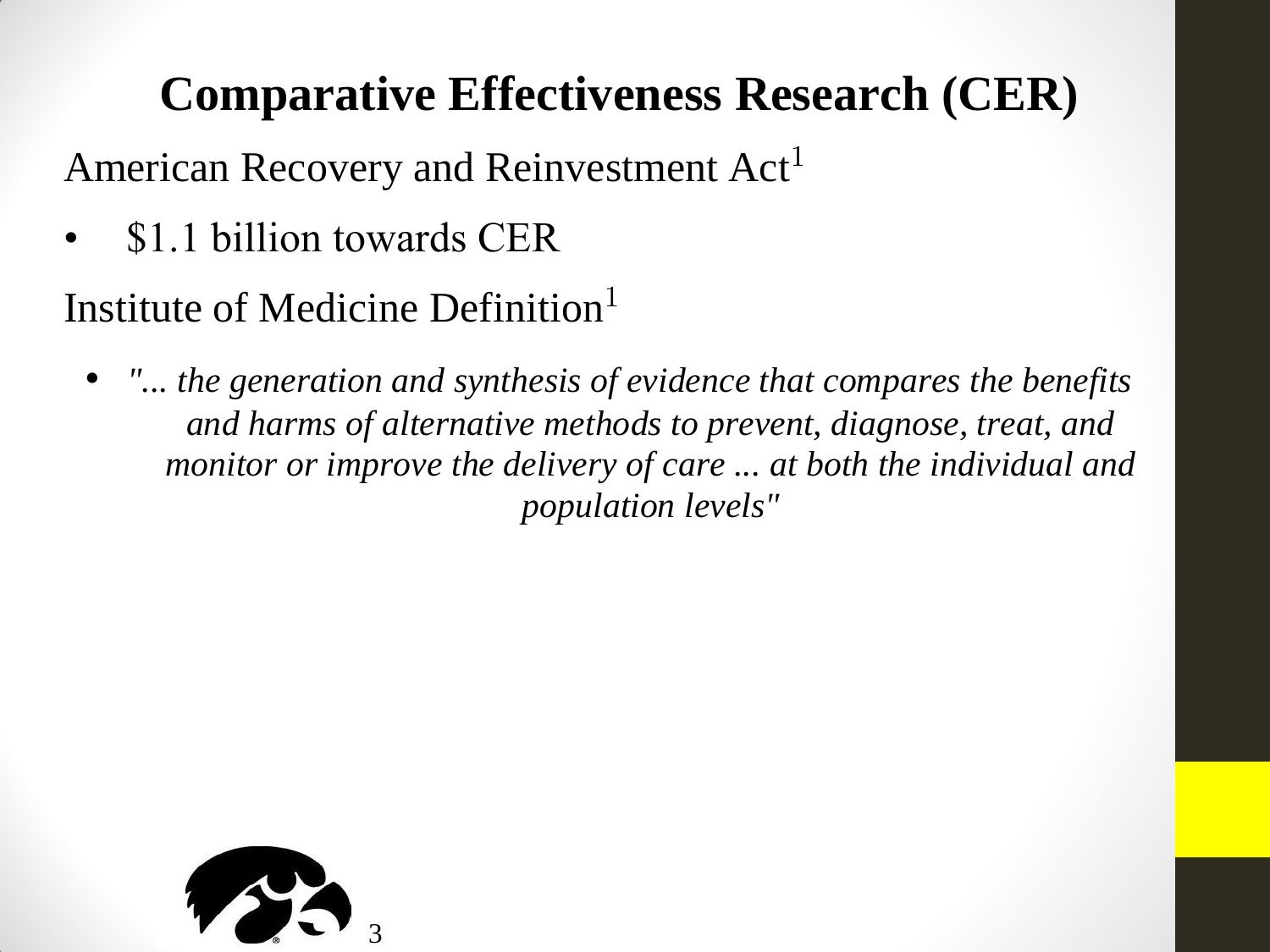# Comparative Effectiveness Research (CER)

American Recovery and Reinvestment Act[1]

- $1.1 billion towards CER

Institute of Medicine Definition[1]

- *"... the generation and synthesis of evidence that compares the benefits and harms of alternative methods to prevent, diagnose, treat, and monitor or improve the delivery of care ... at both the individual and population levels"*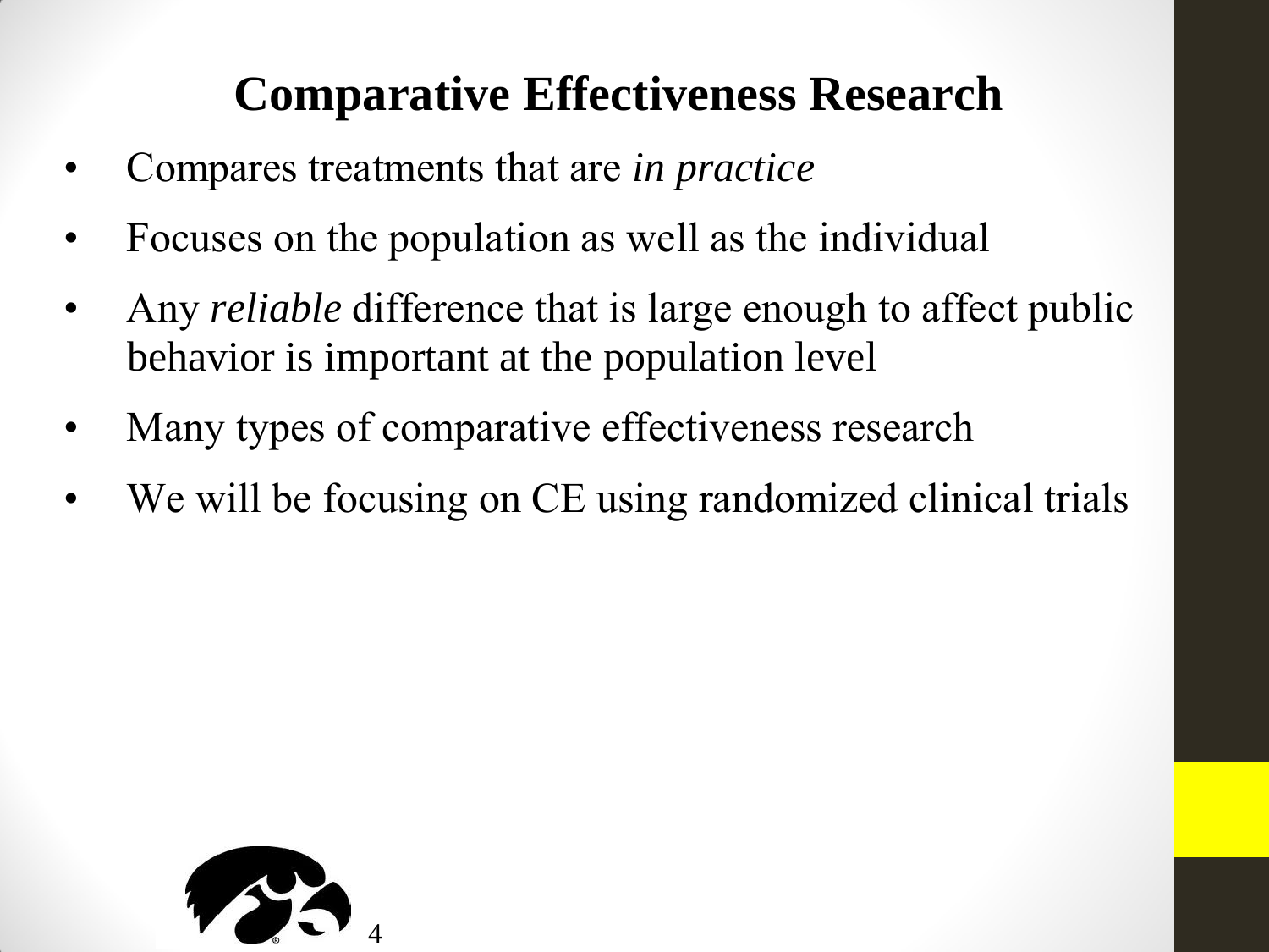# Comparative Effectiveness Research

- Compares treatments that are *in practice*
- Focuses on the population as well as the individual
- Any *reliable* difference that is large enough to affect public behavior is important at the population level
- Many types of comparative effectiveness research
- We will be focusing on CE using randomized clinical trials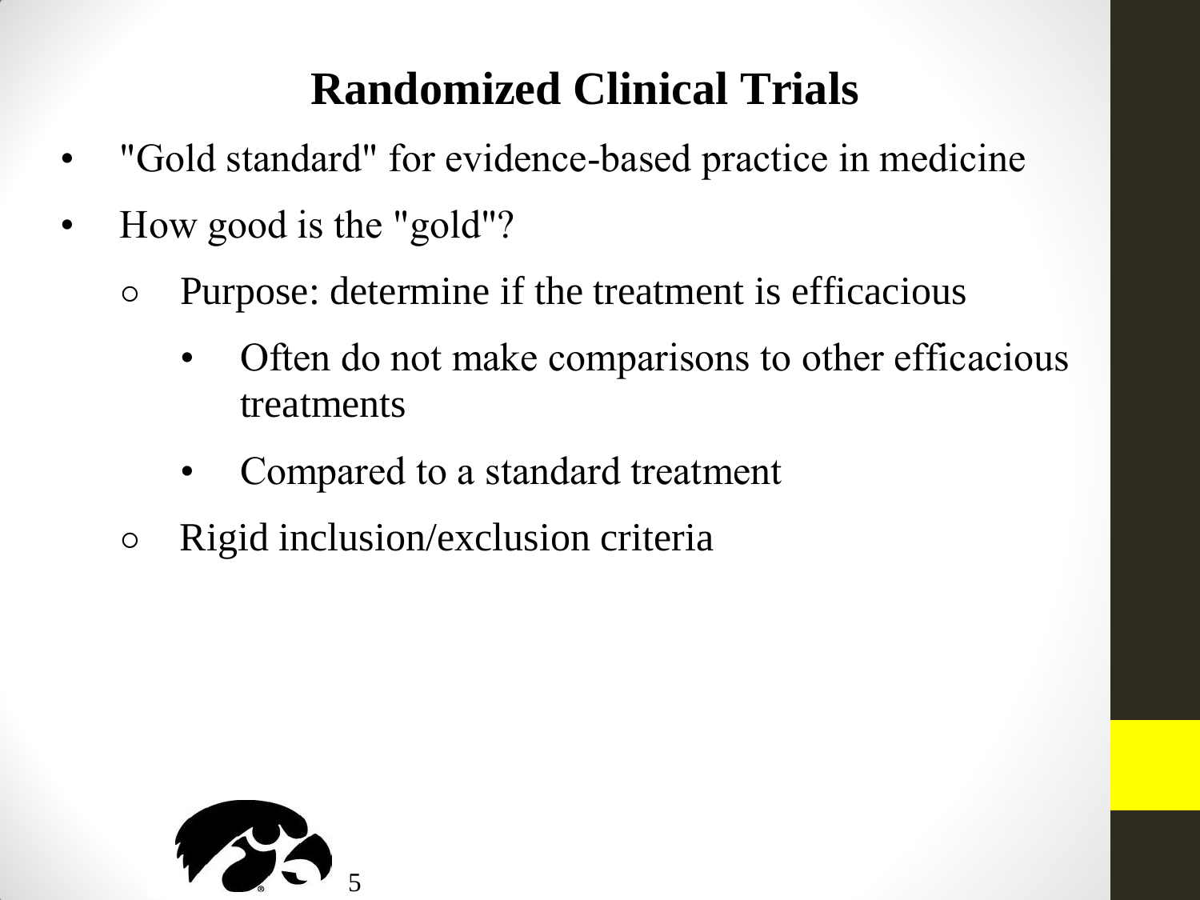# Randomized Clinical Trials

- "Gold standard" for evidence-based practice in medicine
- How good is the "gold"?
  - Purpose: determine if the treatment is efficacious
    - Often do not make comparisons to other efficacious treatments
    - Compared to a standard treatment
  - Rigid inclusion/exclusion criteria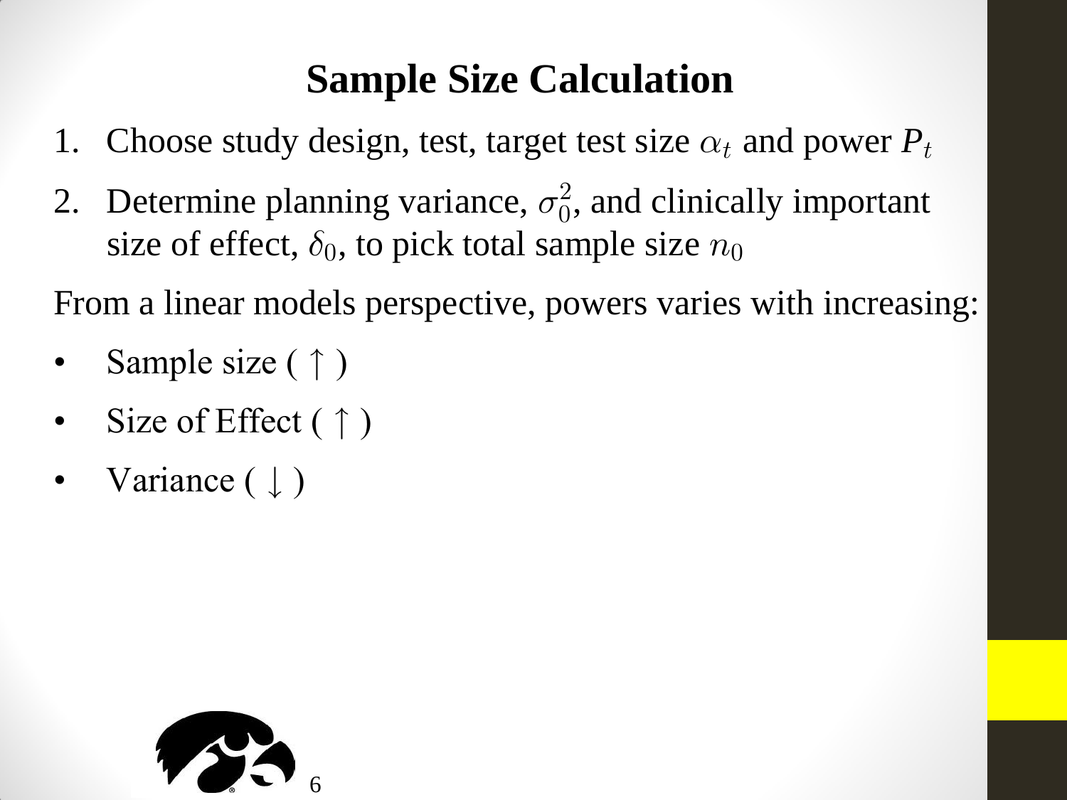# Sample Size Calculation

1. Choose study design, test, target test size $\alpha_t$ and power $P_t$
2. Determine planning variance, $\sigma_0^2$, and clinically important size of effect, $\delta_0$, to pick total sample size $n_0$

From a linear models perspective, powers varies with increasing:

- Sample size ( $\uparrow$ )
- Size of Effect ( $\uparrow$ )
- Variance ( $\downarrow$ )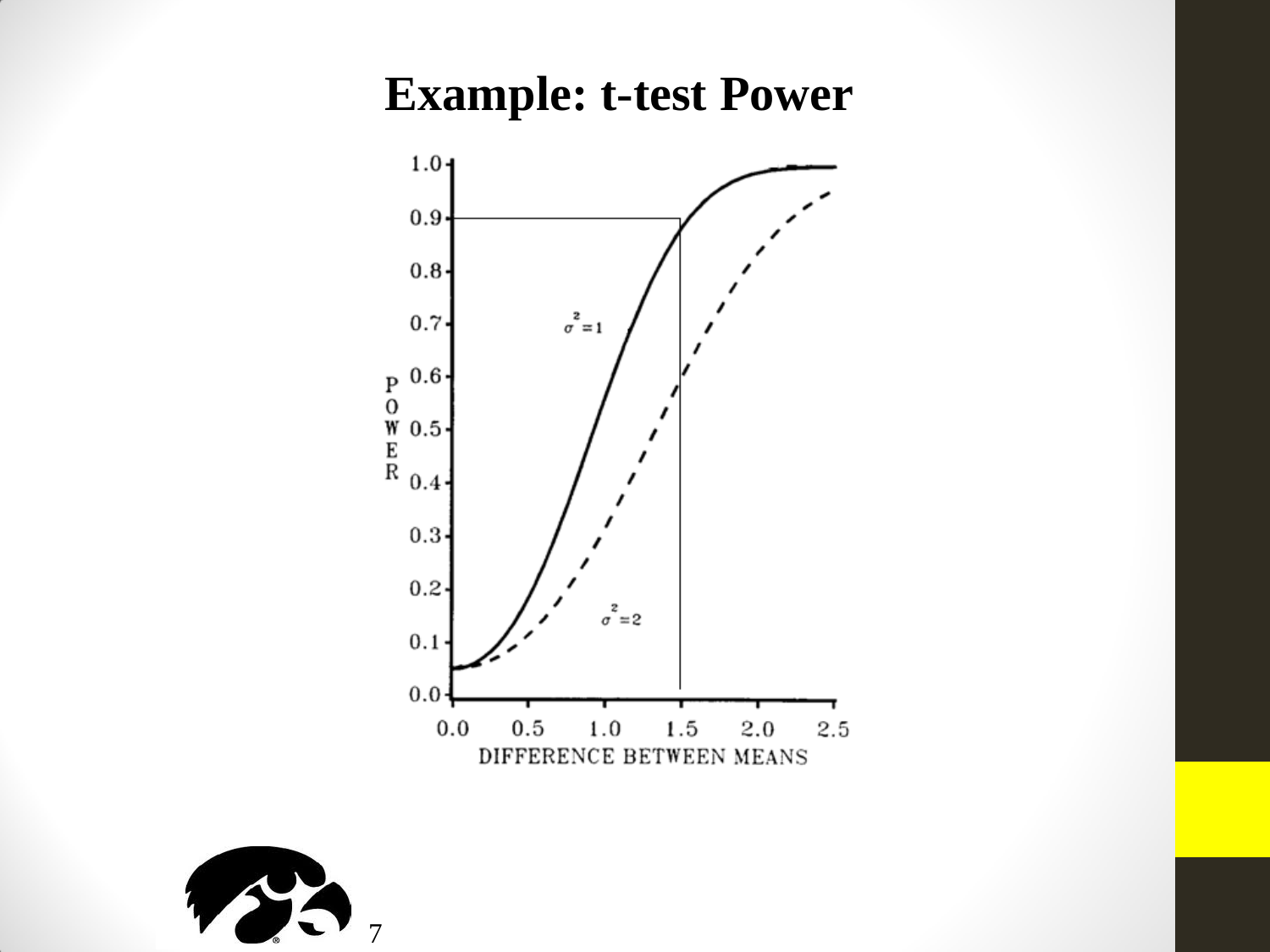# Example: t-test Power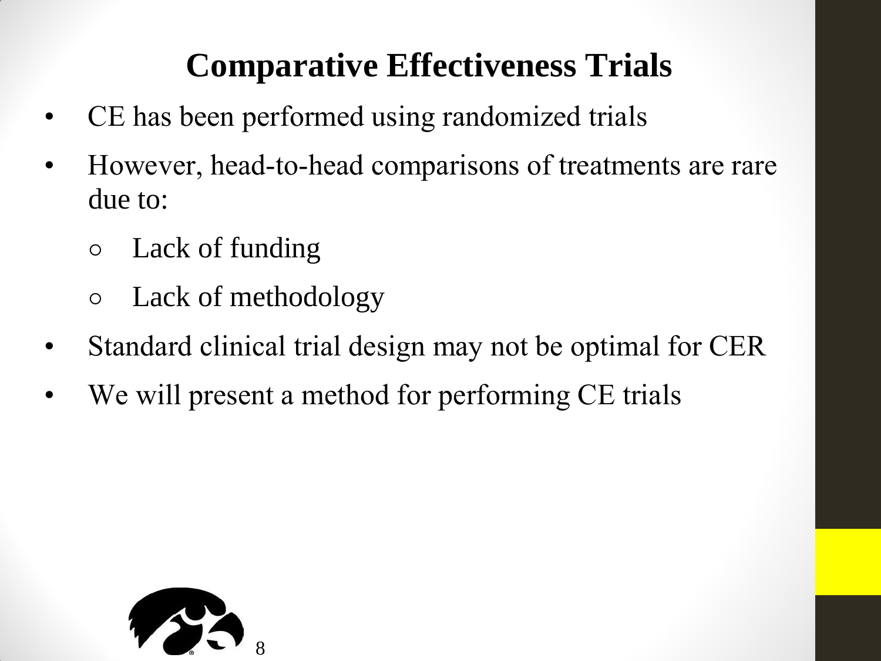# Comparative Effectiveness Trials

- CE has been performed using randomized trials
- However, head-to-head comparisons of treatments are rare due to:
  - Lack of funding
  - Lack of methodology
- Standard clinical trial design may not be optimal for CER
- We will present a method for performing CE trials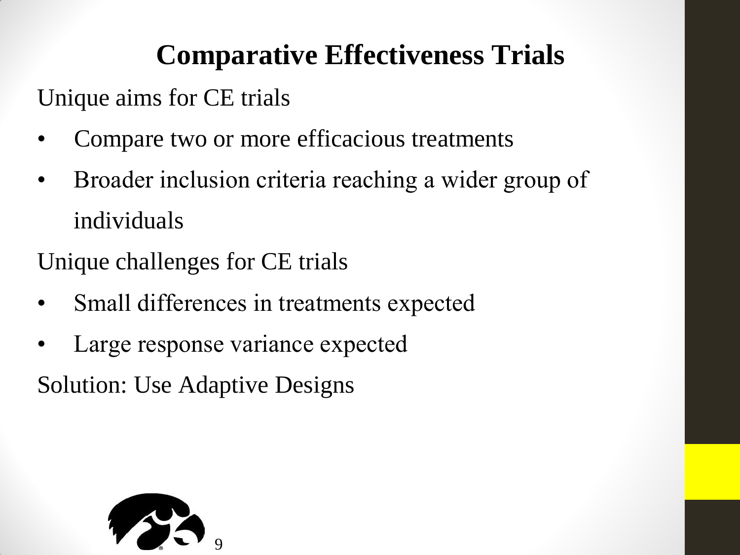# Comparative Effectiveness Trials

Unique aims for CE trials

- Compare two or more efficacious treatments
- Broader inclusion criteria reaching a wider group of individuals

Unique challenges for CE trials

- Small differences in treatments expected
- Large response variance expected

Solution: Use Adaptive Designs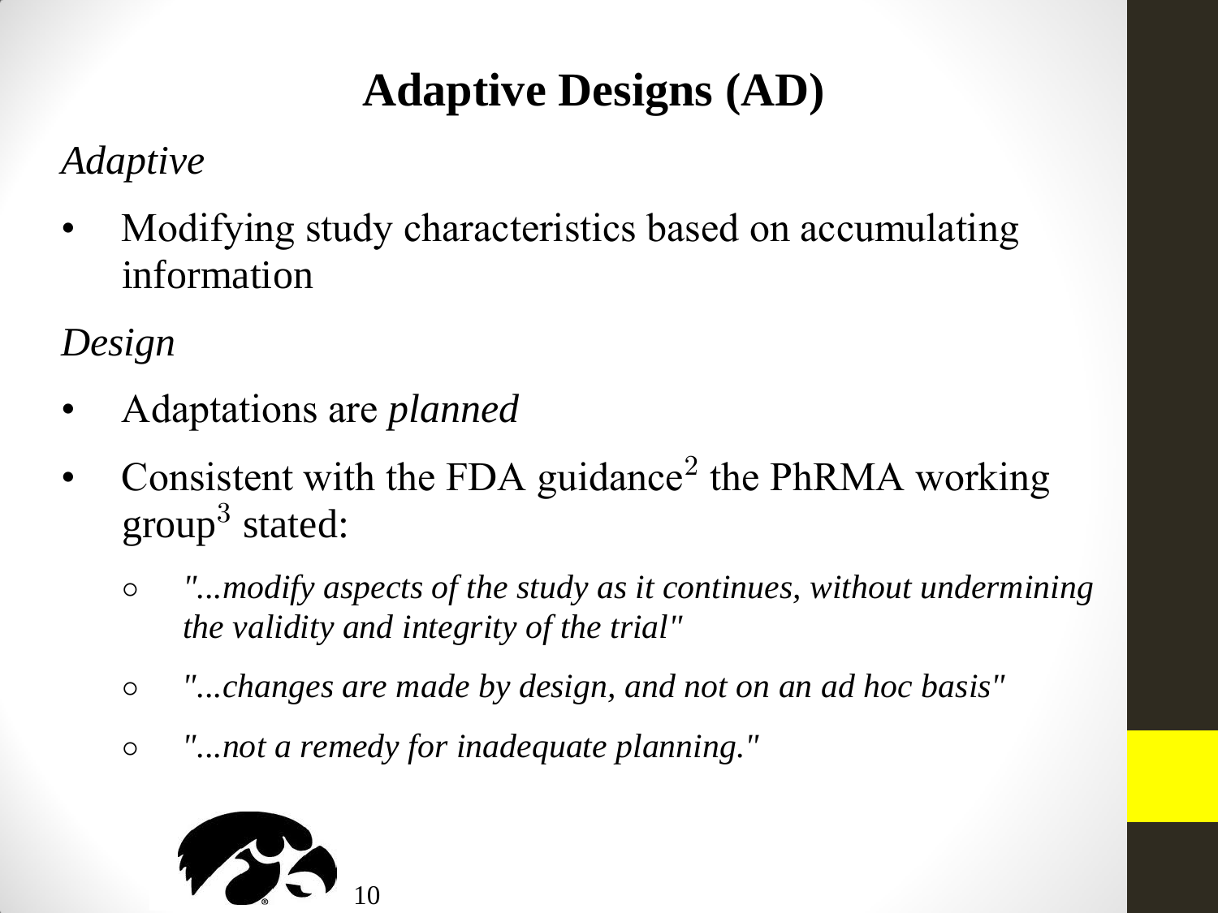# Adaptive Designs (AD)

*Adaptive*

- Modifying study characteristics based on accumulating information

*Design*

- Adaptations are *planned*
- Consistent with the FDA guidance[2] the PhRMA working group[3] stated:
  - *"...modify aspects of the study as it continues, without undermining the validity and integrity of the trial"*
  - *"...changes are made by design, and not on an ad hoc basis"*
  - *"...not a remedy for inadequate planning."*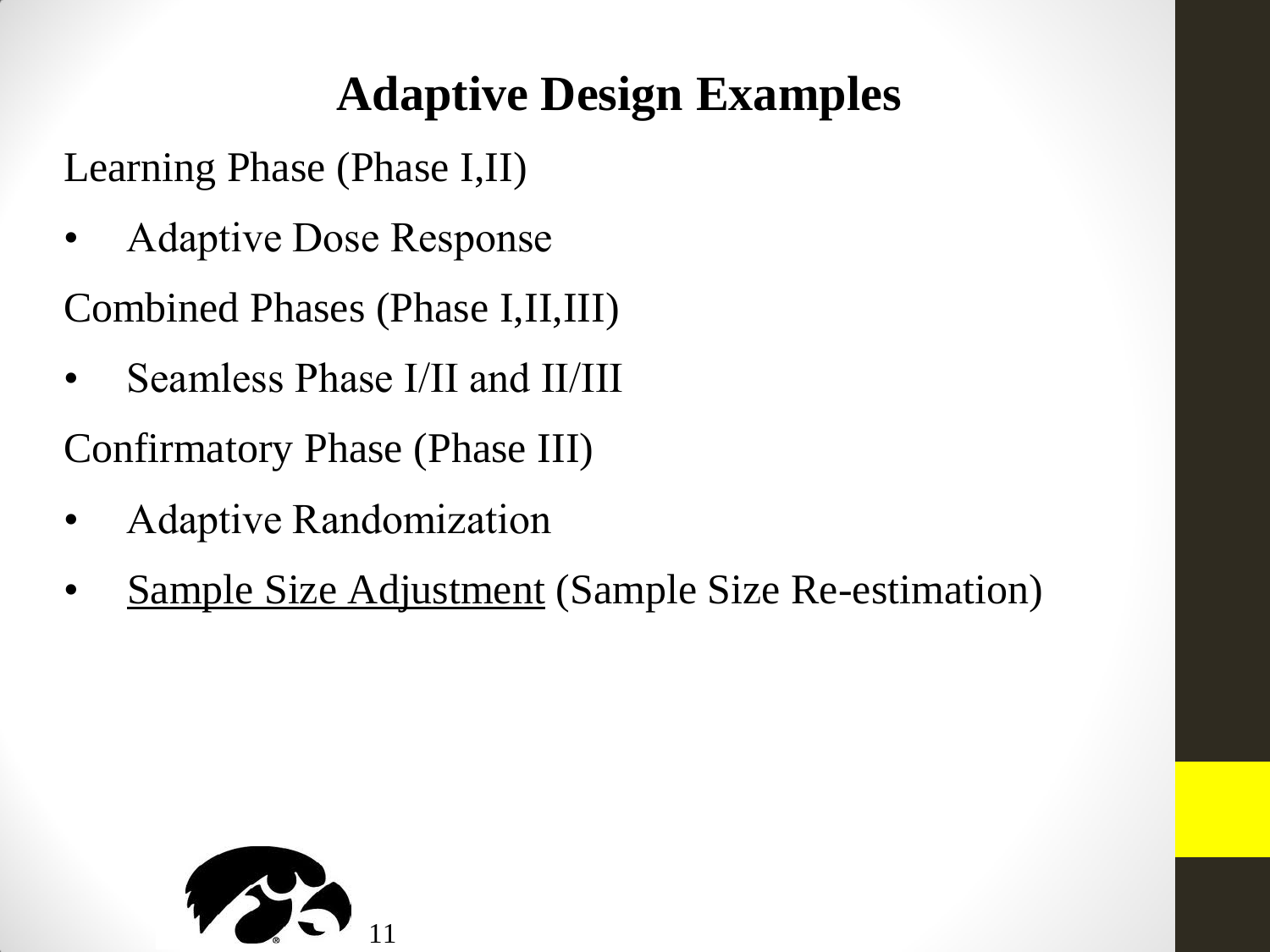# Adaptive Design Examples

Learning Phase (Phase I,II)

- Adaptive Dose Response

Combined Phases (Phase I,II,III)

- Seamless Phase I/II and II/III

Confirmatory Phase (Phase III)

- Adaptive Randomization
- <u>Sample Size Adjustment</u> (Sample Size Re-estimation)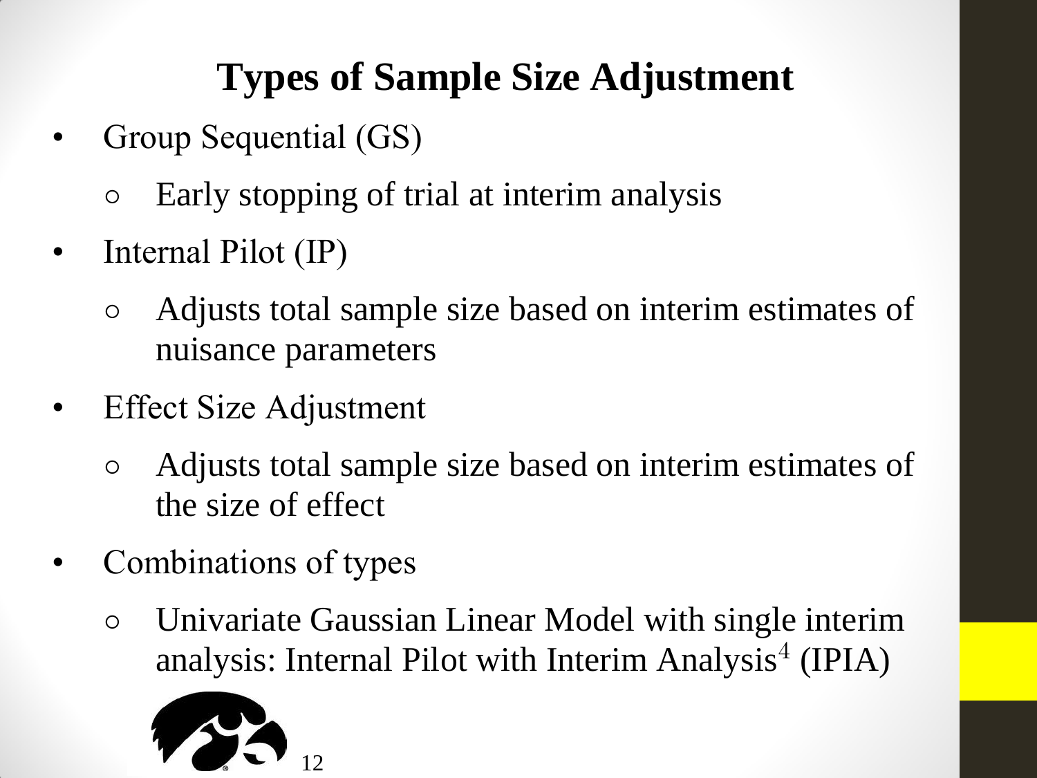# Types of Sample Size Adjustment

- Group Sequential (GS)
  - Early stopping of trial at interim analysis
- Internal Pilot (IP)
  - Adjusts total sample size based on interim estimates of nuisance parameters
- Effect Size Adjustment
  - Adjusts total sample size based on interim estimates of the size of effect
- Combinations of types
  - Univariate Gaussian Linear Model with single interim analysis: Internal Pilot with Interim Analysis[4] (IPIA)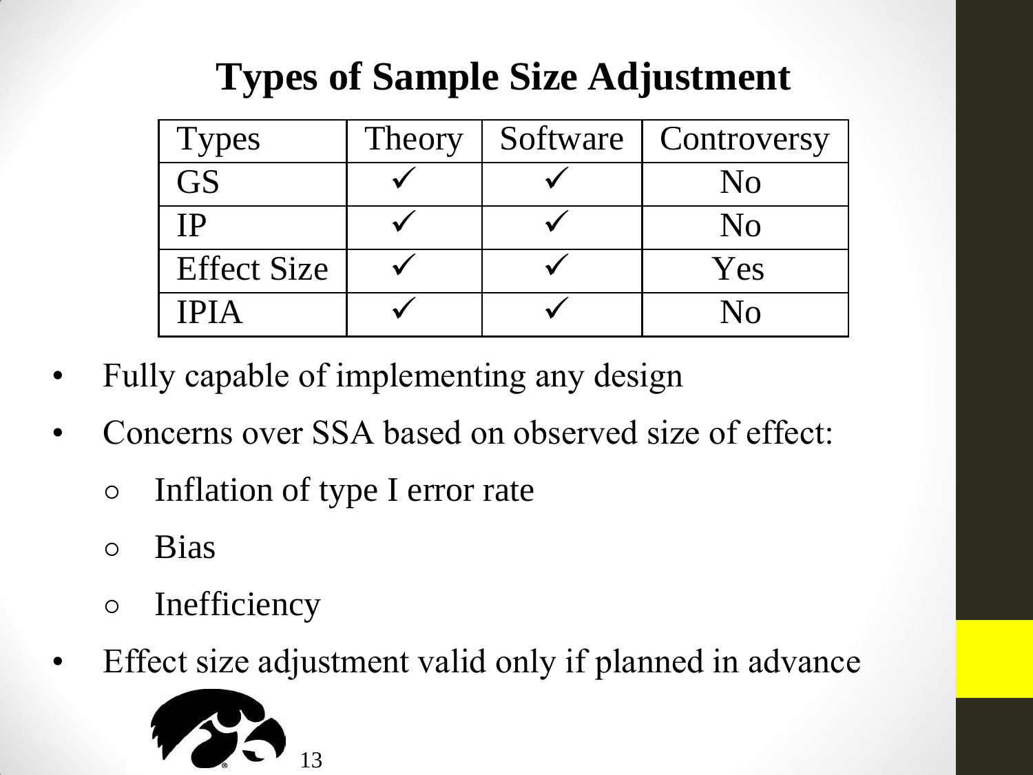## Types of Sample Size Adjustment

| Types | Theory | Software | Controversy |
| --- | --- | --- | --- |
| GS | ✓ | ✓ | No |
| IP | ✓ | ✓ | No |
| Effect Size | ✓ | ✓ | Yes |
| IPIA | ✓ | ✓ | No |

- Fully capable of implementing any design
- Concerns over SSA based on observed size of effect:
  - Inflation of type I error rate
  - Bias
  - Inefficiency
- Effect size adjustment valid only if planned in advance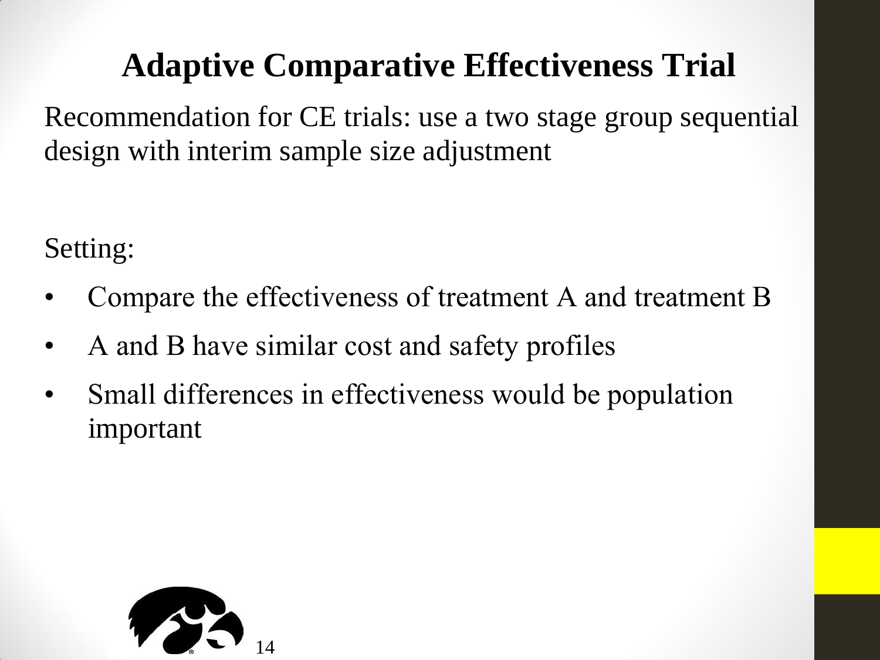# Adaptive Comparative Effectiveness Trial

Recommendation for CE trials: use a two stage group sequential design with interim sample size adjustment

Setting:

- Compare the effectiveness of treatment A and treatment B
- A and B have similar cost and safety profiles
- Small differences in effectiveness would be population important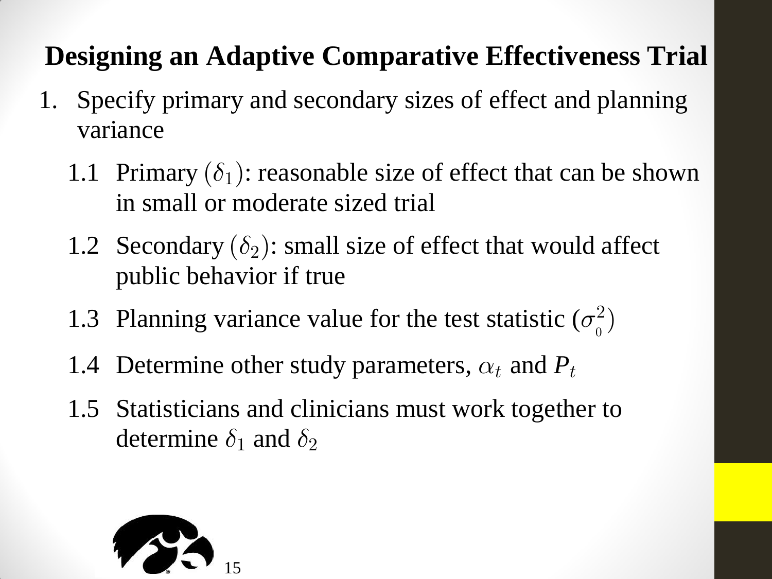## Designing an Adaptive Comparative Effectiveness Trial

1. Specify primary and secondary sizes of effect and planning variance

   1.1 Primary $(\delta_1)$: reasonable size of effect that can be shown in small or moderate sized trial

   1.2 Secondary $(\delta_2)$: small size of effect that would affect public behavior if true

   1.3 Planning variance value for the test statistic $(\sigma_0^2)$

   1.4 Determine other study parameters, $\alpha_t$ and $P_t$

   1.5 Statisticians and clinicians must work together to determine $\delta_1$ and $\delta_2$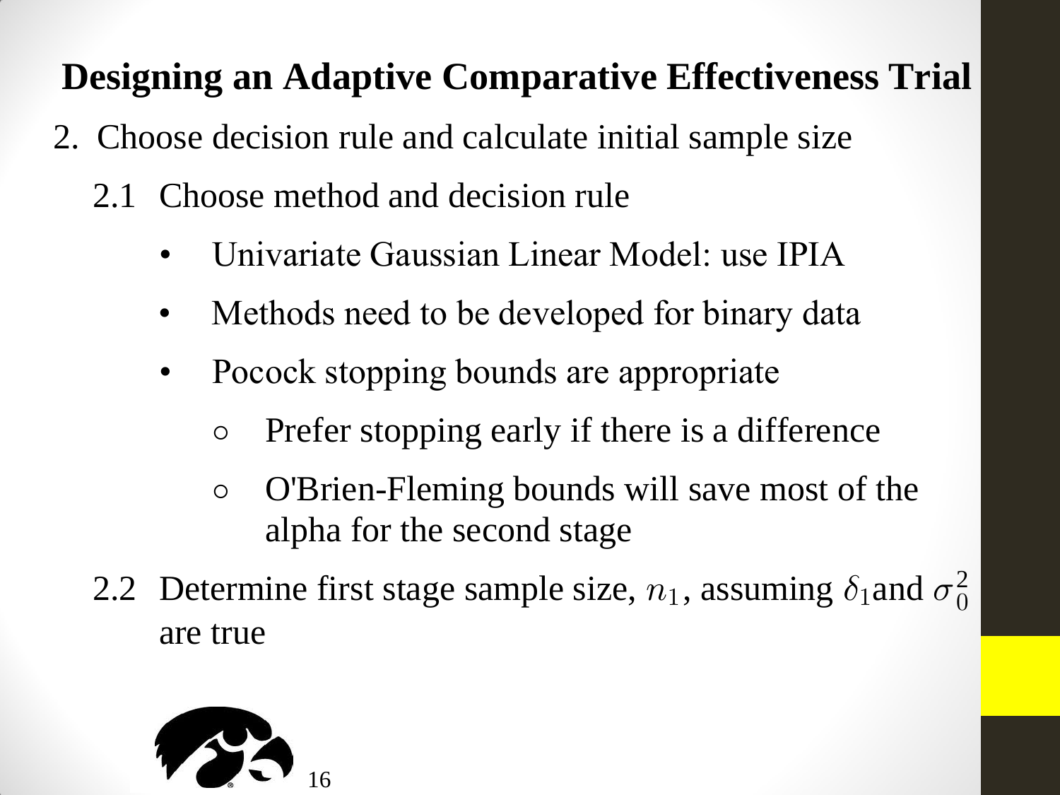# Designing an Adaptive Comparative Effectiveness Trial

2. Choose decision rule and calculate initial sample size

   2.1 Choose method and decision rule

   - Univariate Gaussian Linear Model: use IPIA
   - Methods need to be developed for binary data
   - Pocock stopping bounds are appropriate
     - Prefer stopping early if there is a difference
     - O'Brien-Fleming bounds will save most of the alpha for the second stage

   2.2 Determine first stage sample size, $n_1$, assuming $\delta_1$ and $\sigma_0^2$ are true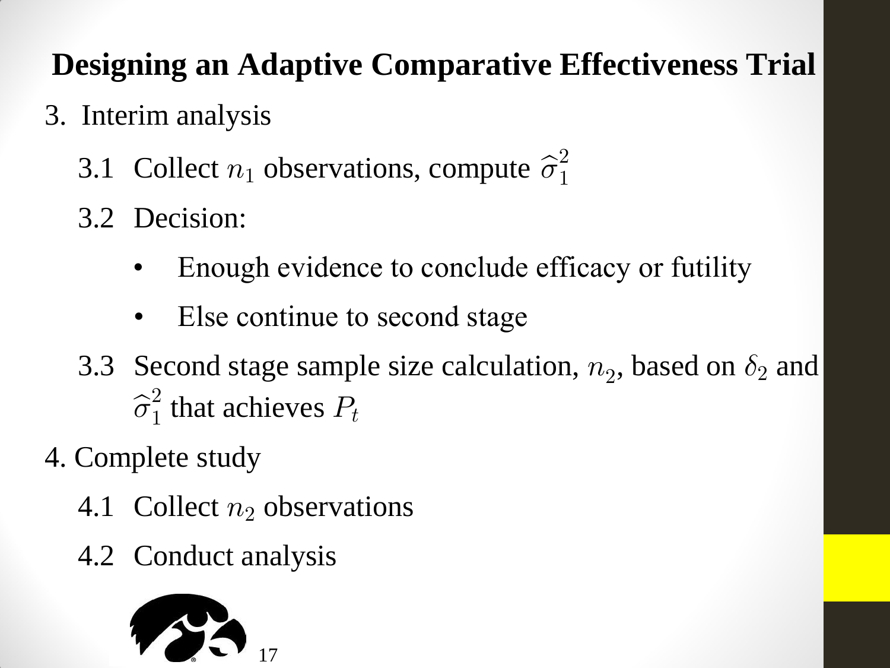# Designing an Adaptive Comparative Effectiveness Trial

3. Interim analysis

   3.1 Collect $n_1$ observations, compute $\widehat{\sigma}_1^2$

   3.2 Decision:

   - Enough evidence to conclude efficacy or futility
   - Else continue to second stage

   3.3 Second stage sample size calculation, $n_2$, based on $\delta_2$ and $\widehat{\sigma}_1^2$ that achieves $P_t$

4. Complete study

   4.1 Collect $n_2$ observations

   4.2 Conduct analysis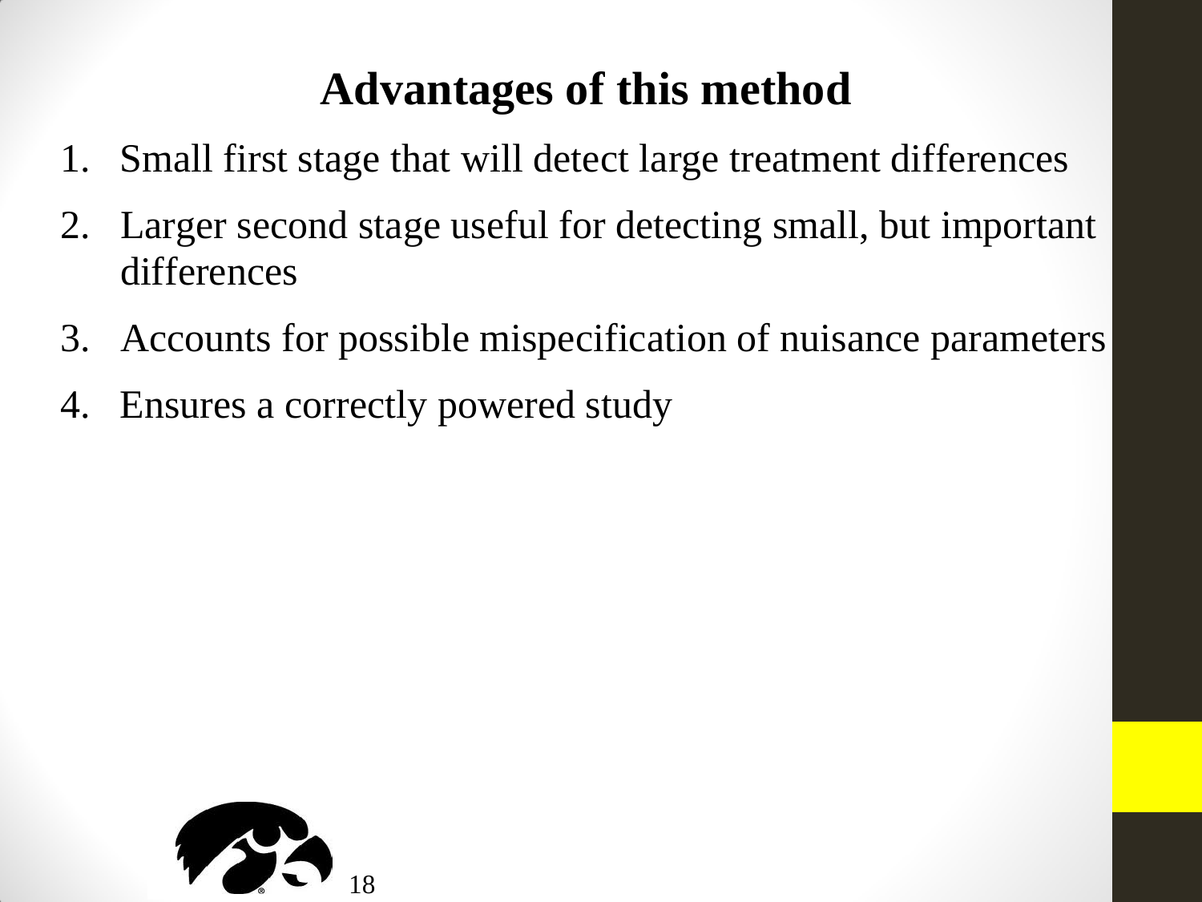## Advantages of this method

1. Small first stage that will detect large treatment differences
2. Larger second stage useful for detecting small, but important differences
3. Accounts for possible mispecification of nuisance parameters
4. Ensures a correctly powered study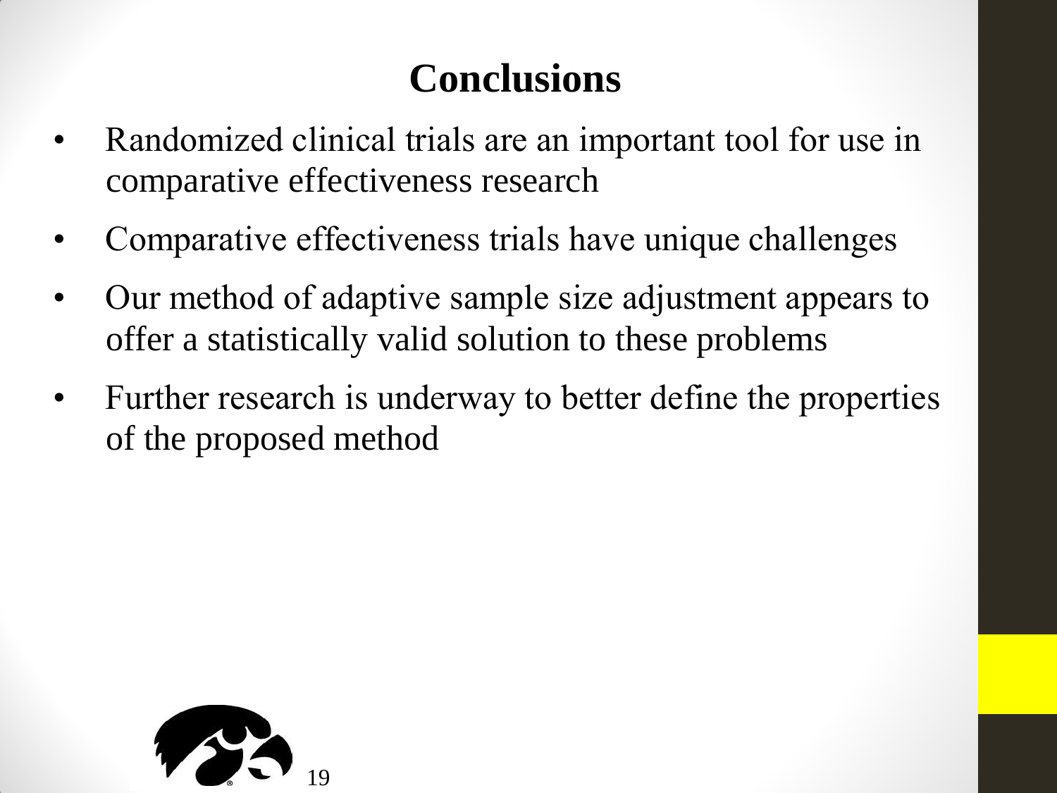# Conclusions

- Randomized clinical trials are an important tool for use in comparative effectiveness research
- Comparative effectiveness trials have unique challenges
- Our method of adaptive sample size adjustment appears to offer a statistically valid solution to these problems
- Further research is underway to better define the properties of the proposed method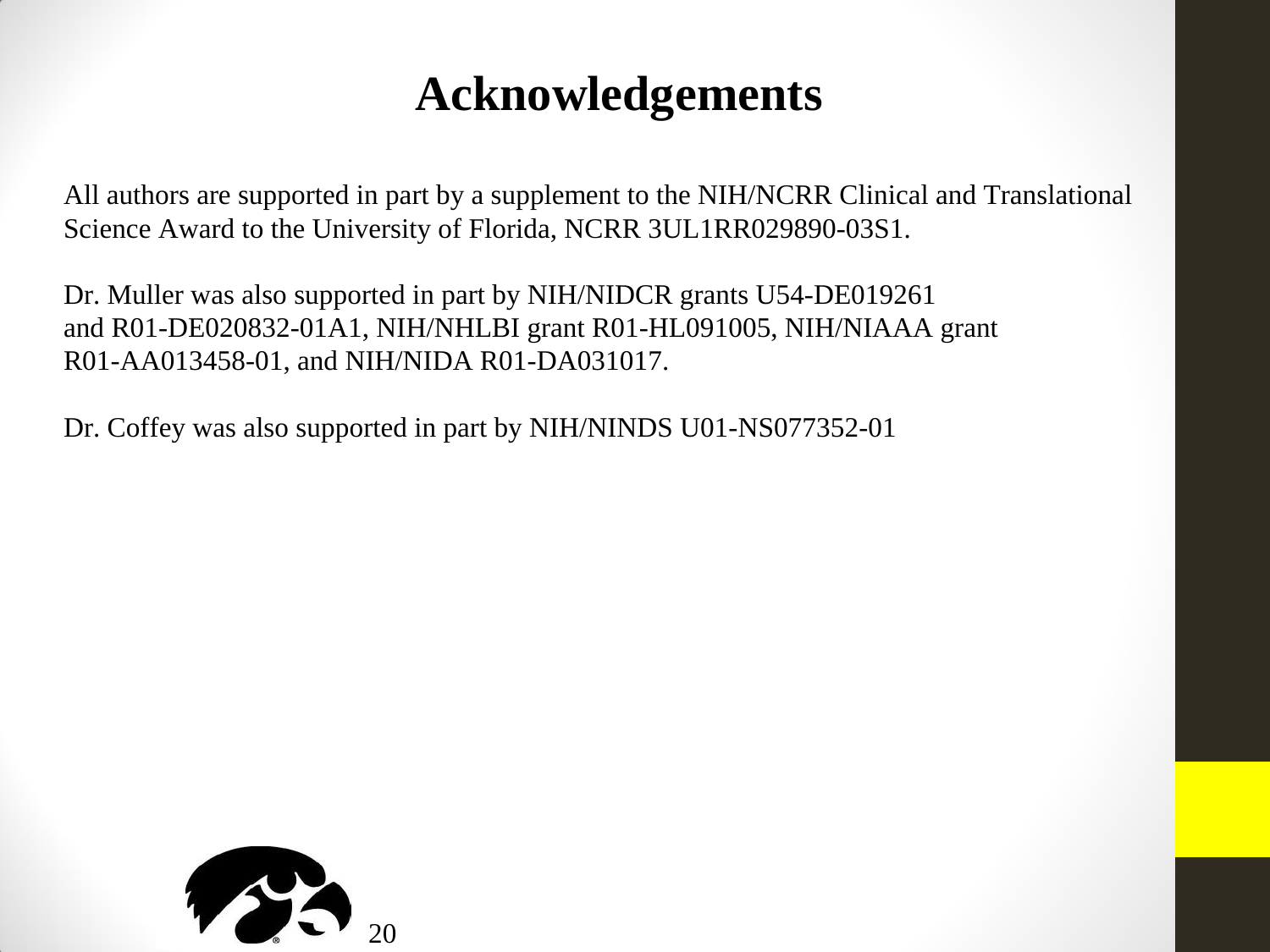# Acknowledgements

All authors are supported in part by a supplement to the NIH/NCRR Clinical and Translational Science Award to the University of Florida, NCRR 3UL1RR029890-03S1.

Dr. Muller was also supported in part by NIH/NIDCR grants U54-DE019261 and R01-DE020832-01A1, NIH/NHLBI grant R01-HL091005, NIH/NIAAA grant R01-AA013458-01, and NIH/NIDA R01-DA031017.

Dr. Coffey was also supported in part by NIH/NINDS U01-NS077352-01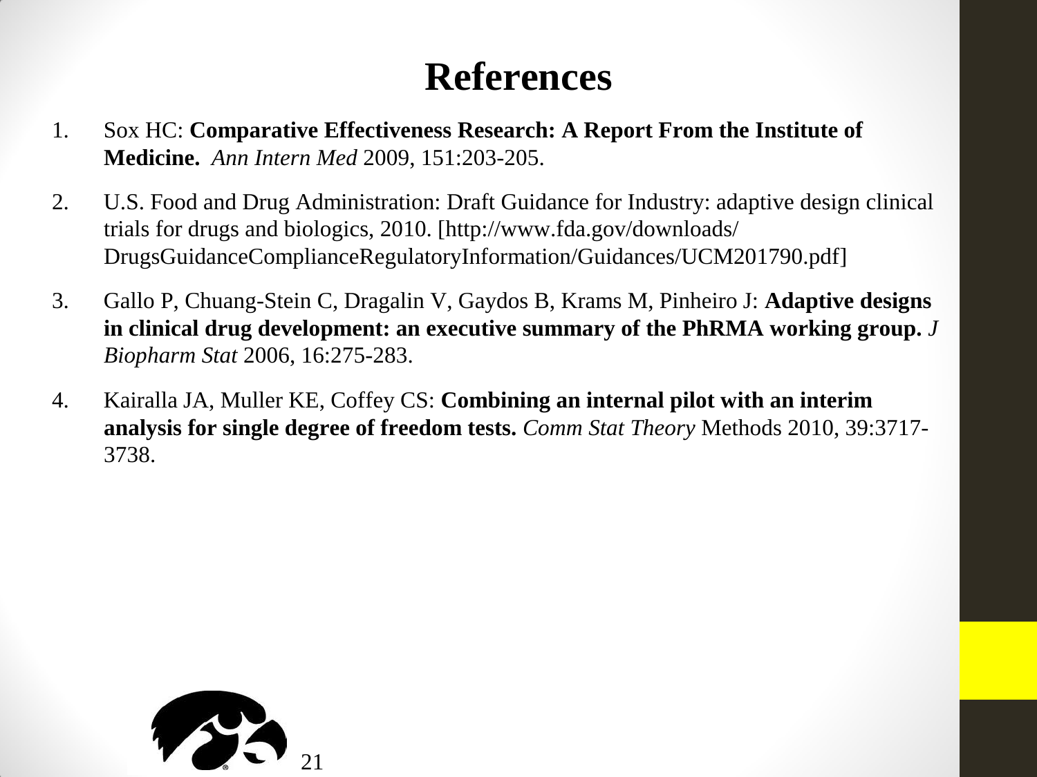# References

1. Sox HC: **Comparative Effectiveness Research: A Report From the Institute of Medicine.** *Ann Intern Med* 2009, 151:203-205.
2. U.S. Food and Drug Administration: Draft Guidance for Industry: adaptive design clinical trials for drugs and biologics, 2010. [http://www.fda.gov/downloads/DrugsGuidanceComplianceRegulatoryInformation/Guidances/UCM201790.pdf]
3. Gallo P, Chuang-Stein C, Dragalin V, Gaydos B, Krams M, Pinheiro J: **Adaptive designs in clinical drug development: an executive summary of the PhRMA working group.** *J Biopharm Stat* 2006, 16:275-283.
4. Kairalla JA, Muller KE, Coffey CS: **Combining an internal pilot with an interim analysis for single degree of freedom tests.** *Comm Stat Theory* Methods 2010, 39:3717-3738.